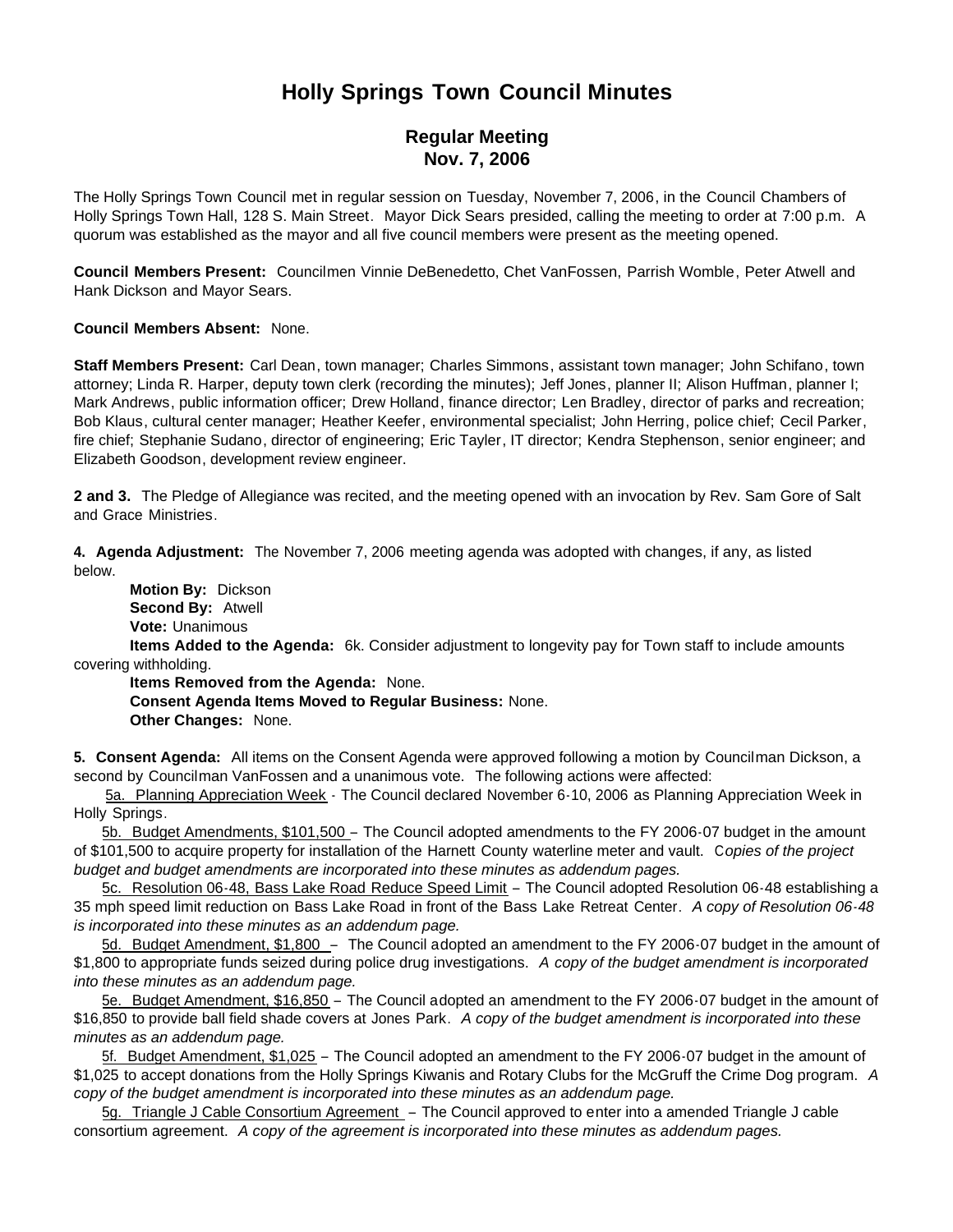# Holly Springs Town Council Minutes

## Regular Meeting
## Nov. 7, 2006

The Holly Springs Town Council met in regular session on Tuesday, November 7, 2006, in the Council Chambers of Holly Springs Town Hall, 128 S. Main Street. Mayor Dick Sears presided, calling the meeting to order at 7:00 p.m. A quorum was established as the mayor and all five council members were present as the meeting opened.

**Council Members Present:** Councilmen Vinnie DeBenedetto, Chet VanFossen, Parrish Womble, Peter Atwell and Hank Dickson and Mayor Sears.

**Council Members Absent:** None.

**Staff Members Present:** Carl Dean, town manager; Charles Simmons, assistant town manager; John Schifano, town attorney; Linda R. Harper, deputy town clerk (recording the minutes); Jeff Jones, planner II; Alison Huffman, planner I; Mark Andrews, public information officer; Drew Holland, finance director; Len Bradley, director of parks and recreation; Bob Klaus, cultural center manager; Heather Keefer, environmental specialist; John Herring, police chief; Cecil Parker, fire chief; Stephanie Sudano, director of engineering; Eric Tayler, IT director; Kendra Stephenson, senior engineer; and Elizabeth Goodson, development review engineer.

**2 and 3.** The Pledge of Allegiance was recited, and the meeting opened with an invocation by Rev. Sam Gore of Salt and Grace Ministries.

**4. Agenda Adjustment:** The November 7, 2006 meeting agenda was adopted with changes, if any, as listed below.

**Motion By:** Dickson
**Second By:** Atwell
**Vote:** Unanimous
**Items Added to the Agenda:** 6k. Consider adjustment to longevity pay for Town staff to include amounts covering withholding.
**Items Removed from the Agenda:** None.
**Consent Agenda Items Moved to Regular Business:** None.
**Other Changes:** None.

**5. Consent Agenda:** All items on the Consent Agenda were approved following a motion by Councilman Dickson, a second by Councilman VanFossen and a unanimous vote. The following actions were affected:

5a. Planning Appreciation Week - The Council declared November 6-10, 2006 as Planning Appreciation Week in Holly Springs.

5b. Budget Amendments, $101,500 – The Council adopted amendments to the FY 2006-07 budget in the amount of $101,500 to acquire property for installation of the Harnett County waterline meter and vault. *Copies of the project budget and budget amendments are incorporated into these minutes as addendum pages.*

5c. Resolution 06-48, Bass Lake Road Reduce Speed Limit – The Council adopted Resolution 06-48 establishing a 35 mph speed limit reduction on Bass Lake Road in front of the Bass Lake Retreat Center. *A copy of Resolution 06-48 is incorporated into these minutes as an addendum page.*

5d. Budget Amendment, $1,800 – The Council adopted an amendment to the FY 2006-07 budget in the amount of $1,800 to appropriate funds seized during police drug investigations. *A copy of the budget amendment is incorporated into these minutes as an addendum page.*

5e. Budget Amendment, $16,850 – The Council adopted an amendment to the FY 2006-07 budget in the amount of $16,850 to provide ball field shade covers at Jones Park. *A copy of the budget amendment is incorporated into these minutes as an addendum page.*

5f. Budget Amendment, $1,025 – The Council adopted an amendment to the FY 2006-07 budget in the amount of $1,025 to accept donations from the Holly Springs Kiwanis and Rotary Clubs for the McGruff the Crime Dog program. *A copy of the budget amendment is incorporated into these minutes as an addendum page.*

5g. Triangle J Cable Consortium Agreement – The Council approved to enter into a amended Triangle J cable consortium agreement. *A copy of the agreement is incorporated into these minutes as addendum pages.*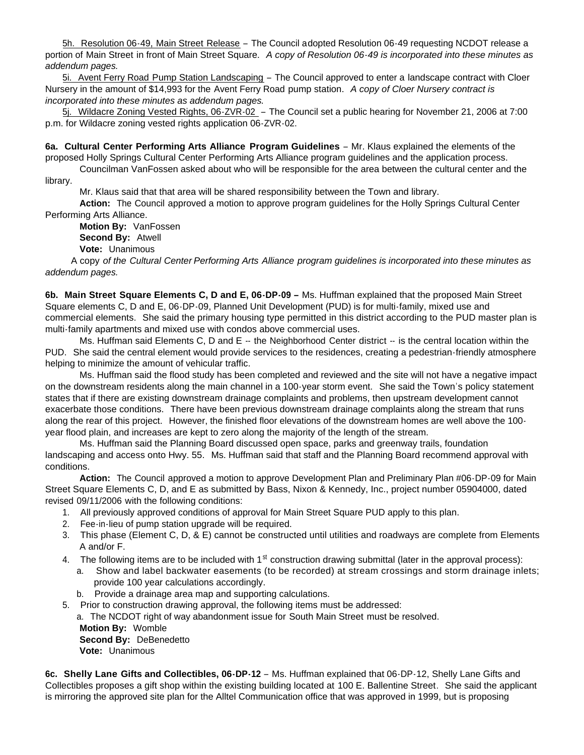5h. Resolution 06-49, Main Street Release – The Council adopted Resolution 06-49 requesting NCDOT release a portion of Main Street in front of Main Street Square. *A copy of Resolution 06-49 is incorporated into these minutes as addendum pages.*

5i. Avent Ferry Road Pump Station Landscaping – The Council approved to enter a landscape contract with Cloer Nursery in the amount of $14,993 for the Avent Ferry Road pump station. *A copy of Cloer Nursery contract is incorporated into these minutes as addendum pages.*

5j. Wildacre Zoning Vested Rights, 06-ZVR-02 – The Council set a public hearing for November 21, 2006 at 7:00 p.m. for Wildacre zoning vested rights application 06-ZVR-02.

**6a. Cultural Center Performing Arts Alliance Program Guidelines** – Mr. Klaus explained the elements of the proposed Holly Springs Cultural Center Performing Arts Alliance program guidelines and the application process.

Councilman VanFossen asked about who will be responsible for the area between the cultural center and the library.

Mr. Klaus said that that area will be shared responsibility between the Town and library.

**Action:** The Council approved a motion to approve program guidelines for the Holly Springs Cultural Center Performing Arts Alliance.

**Motion By:** VanFossen
**Second By:** Atwell
**Vote:** Unanimous

A copy *of the Cultural Center Performing Arts Alliance program guidelines is incorporated into these minutes as addendum pages.*

**6b. Main Street Square Elements C, D and E, 06-DP-09 –** Ms. Huffman explained that the proposed Main Street Square elements C, D and E, 06-DP-09, Planned Unit Development (PUD) is for multi-family, mixed use and commercial elements. She said the primary housing type permitted in this district according to the PUD master plan is multi-family apartments and mixed use with condos above commercial uses.

Ms. Huffman said Elements C, D and E -- the Neighborhood Center district -- is the central location within the PUD. She said the central element would provide services to the residences, creating a pedestrian-friendly atmosphere helping to minimize the amount of vehicular traffic.

Ms. Huffman said the flood study has been completed and reviewed and the site will not have a negative impact on the downstream residents along the main channel in a 100-year storm event. She said the Town's policy statement states that if there are existing downstream drainage complaints and problems, then upstream development cannot exacerbate those conditions. There have been previous downstream drainage complaints along the stream that runs along the rear of this project. However, the finished floor elevations of the downstream homes are well above the 100-year flood plain, and increases are kept to zero along the majority of the length of the stream.

Ms. Huffman said the Planning Board discussed open space, parks and greenway trails, foundation landscaping and access onto Hwy. 55. Ms. Huffman said that staff and the Planning Board recommend approval with conditions.

**Action:** The Council approved a motion to approve Development Plan and Preliminary Plan #06-DP-09 for Main Street Square Elements C, D, and E as submitted by Bass, Nixon & Kennedy, Inc., project number 05904000, dated revised 09/11/2006 with the following conditions:

1. All previously approved conditions of approval for Main Street Square PUD apply to this plan.
2. Fee-in-lieu of pump station upgrade will be required.
3. This phase (Element C, D, & E) cannot be constructed until utilities and roadways are complete from Elements A and/or F.
4. The following items are to be included with 1st construction drawing submittal (later in the approval process):
   a. Show and label backwater easements (to be recorded) at stream crossings and storm drainage inlets; provide 100 year calculations accordingly.
   b. Provide a drainage area map and supporting calculations.
5. Prior to construction drawing approval, the following items must be addressed:
   a. The NCDOT right of way abandonment issue for South Main Street must be resolved.

**Motion By:** Womble
**Second By:** DeBenedetto
**Vote:** Unanimous

**6c. Shelly Lane Gifts and Collectibles, 06-DP-12** – Ms. Huffman explained that 06-DP-12, Shelly Lane Gifts and Collectibles proposes a gift shop within the existing building located at 100 E. Ballentine Street. She said the applicant is mirroring the approved site plan for the Alltel Communication office that was approved in 1999, but is proposing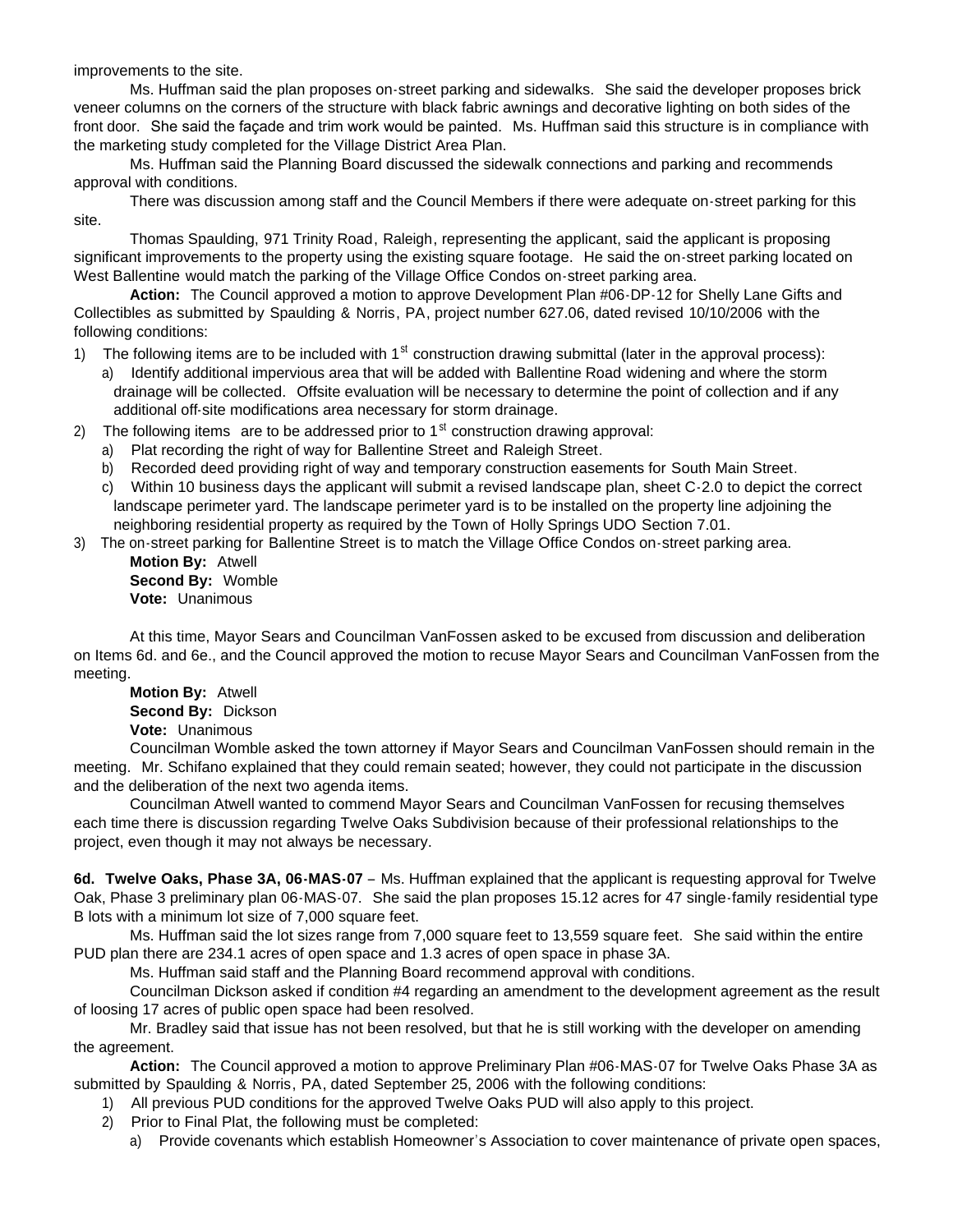improvements to the site.

Ms. Huffman said the plan proposes on-street parking and sidewalks. She said the developer proposes brick veneer columns on the corners of the structure with black fabric awnings and decorative lighting on both sides of the front door. She said the façade and trim work would be painted. Ms. Huffman said this structure is in compliance with the marketing study completed for the Village District Area Plan.

Ms. Huffman said the Planning Board discussed the sidewalk connections and parking and recommends approval with conditions.

There was discussion among staff and the Council Members if there were adequate on-street parking for this site.

Thomas Spaulding, 971 Trinity Road, Raleigh, representing the applicant, said the applicant is proposing significant improvements to the property using the existing square footage. He said the on-street parking located on West Ballentine would match the parking of the Village Office Condos on-street parking area.

**Action:** The Council approved a motion to approve Development Plan #06-DP-12 for Shelly Lane Gifts and Collectibles as submitted by Spaulding & Norris, PA, project number 627.06, dated revised 10/10/2006 with the following conditions:

1) The following items are to be included with 1st construction drawing submittal (later in the approval process):
   a) Identify additional impervious area that will be added with Ballentine Road widening and where the storm drainage will be collected. Offsite evaluation will be necessary to determine the point of collection and if any additional off-site modifications area necessary for storm drainage.
2) The following items are to be addressed prior to 1st construction drawing approval:
   a) Plat recording the right of way for Ballentine Street and Raleigh Street.
   b) Recorded deed providing right of way and temporary construction easements for South Main Street.
   c) Within 10 business days the applicant will submit a revised landscape plan, sheet C-2.0 to depict the correct landscape perimeter yard. The landscape perimeter yard is to be installed on the property line adjoining the neighboring residential property as required by the Town of Holly Springs UDO Section 7.01.
3) The on-street parking for Ballentine Street is to match the Village Office Condos on-street parking area.

**Motion By:** Atwell
**Second By:** Womble
**Vote:** Unanimous

At this time, Mayor Sears and Councilman VanFossen asked to be excused from discussion and deliberation on Items 6d. and 6e., and the Council approved the motion to recuse Mayor Sears and Councilman VanFossen from the meeting.

**Motion By:** Atwell
**Second By:** Dickson
**Vote:** Unanimous

Councilman Womble asked the town attorney if Mayor Sears and Councilman VanFossen should remain in the meeting. Mr. Schifano explained that they could remain seated; however, they could not participate in the discussion and the deliberation of the next two agenda items.

Councilman Atwell wanted to commend Mayor Sears and Councilman VanFossen for recusing themselves each time there is discussion regarding Twelve Oaks Subdivision because of their professional relationships to the project, even though it may not always be necessary.

**6d. Twelve Oaks, Phase 3A, 06-MAS-07** – Ms. Huffman explained that the applicant is requesting approval for Twelve Oak, Phase 3 preliminary plan 06-MAS-07. She said the plan proposes 15.12 acres for 47 single-family residential type B lots with a minimum lot size of 7,000 square feet.

Ms. Huffman said the lot sizes range from 7,000 square feet to 13,559 square feet. She said within the entire PUD plan there are 234.1 acres of open space and 1.3 acres of open space in phase 3A.

Ms. Huffman said staff and the Planning Board recommend approval with conditions.

Councilman Dickson asked if condition #4 regarding an amendment to the development agreement as the result of loosing 17 acres of public open space had been resolved.

Mr. Bradley said that issue has not been resolved, but that he is still working with the developer on amending the agreement.

**Action:** The Council approved a motion to approve Preliminary Plan #06-MAS-07 for Twelve Oaks Phase 3A as submitted by Spaulding & Norris, PA, dated September 25, 2006 with the following conditions:

1) All previous PUD conditions for the approved Twelve Oaks PUD will also apply to this project.
2) Prior to Final Plat, the following must be completed:
   a) Provide covenants which establish Homeowner's Association to cover maintenance of private open spaces,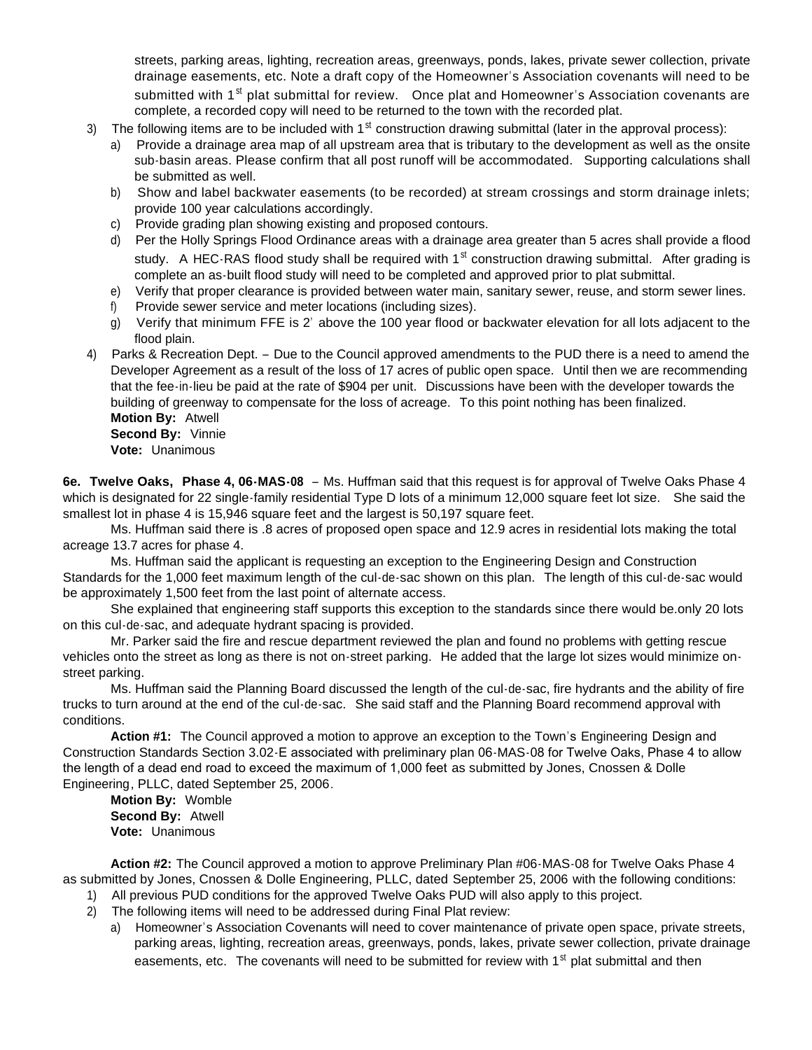streets, parking areas, lighting, recreation areas, greenways, ponds, lakes, private sewer collection, private drainage easements, etc. Note a draft copy of the Homeowner's Association covenants will need to be submitted with 1st plat submittal for review. Once plat and Homeowner's Association covenants are complete, a recorded copy will need to be returned to the town with the recorded plat.

3) The following items are to be included with 1st construction drawing submittal (later in the approval process):
   a) Provide a drainage area map of all upstream area that is tributary to the development as well as the onsite sub-basin areas. Please confirm that all post runoff will be accommodated. Supporting calculations shall be submitted as well.
   b) Show and label backwater easements (to be recorded) at stream crossings and storm drainage inlets; provide 100 year calculations accordingly.
   c) Provide grading plan showing existing and proposed contours.
   d) Per the Holly Springs Flood Ordinance areas with a drainage area greater than 5 acres shall provide a flood study. A HEC-RAS flood study shall be required with 1st construction drawing submittal. After grading is complete an as-built flood study will need to be completed and approved prior to plat submittal.
   e) Verify that proper clearance is provided between water main, sanitary sewer, reuse, and storm sewer lines.
   f) Provide sewer service and meter locations (including sizes).
   g) Verify that minimum FFE is 2' above the 100 year flood or backwater elevation for all lots adjacent to the flood plain.
4) Parks & Recreation Dept. – Due to the Council approved amendments to the PUD there is a need to amend the Developer Agreement as a result of the loss of 17 acres of public open space. Until then we are recommending that the fee-in-lieu be paid at the rate of $904 per unit. Discussions have been with the developer towards the building of greenway to compensate for the loss of acreage. To this point nothing has been finalized.

**Motion By:** Atwell
**Second By:** Vinnie
**Vote:** Unanimous

**6e. Twelve Oaks, Phase 4, 06-MAS-08** – Ms. Huffman said that this request is for approval of Twelve Oaks Phase 4 which is designated for 22 single-family residential Type D lots of a minimum 12,000 square feet lot size. She said the smallest lot in phase 4 is 15,946 square feet and the largest is 50,197 square feet.

Ms. Huffman said there is .8 acres of proposed open space and 12.9 acres in residential lots making the total acreage 13.7 acres for phase 4.

Ms. Huffman said the applicant is requesting an exception to the Engineering Design and Construction Standards for the 1,000 feet maximum length of the cul-de-sac shown on this plan. The length of this cul-de-sac would be approximately 1,500 feet from the last point of alternate access.

She explained that engineering staff supports this exception to the standards since there would be.only 20 lots on this cul-de-sac, and adequate hydrant spacing is provided.

Mr. Parker said the fire and rescue department reviewed the plan and found no problems with getting rescue vehicles onto the street as long as there is not on-street parking. He added that the large lot sizes would minimize on-street parking.

Ms. Huffman said the Planning Board discussed the length of the cul-de-sac, fire hydrants and the ability of fire trucks to turn around at the end of the cul-de-sac. She said staff and the Planning Board recommend approval with conditions.

**Action #1:** The Council approved a motion to approve an exception to the Town's Engineering Design and Construction Standards Section 3.02-E associated with preliminary plan 06-MAS-08 for Twelve Oaks, Phase 4 to allow the length of a dead end road to exceed the maximum of 1,000 feet as submitted by Jones, Cnossen & Dolle Engineering, PLLC, dated September 25, 2006.

**Motion By:** Womble
**Second By:** Atwell
**Vote:** Unanimous

**Action #2:** The Council approved a motion to approve Preliminary Plan #06-MAS-08 for Twelve Oaks Phase 4 as submitted by Jones, Cnossen & Dolle Engineering, PLLC, dated September 25, 2006 with the following conditions:

1) All previous PUD conditions for the approved Twelve Oaks PUD will also apply to this project.
2) The following items will need to be addressed during Final Plat review:
   a) Homeowner's Association Covenants will need to cover maintenance of private open space, private streets, parking areas, lighting, recreation areas, greenways, ponds, lakes, private sewer collection, private drainage easements, etc. The covenants will need to be submitted for review with 1st plat submittal and then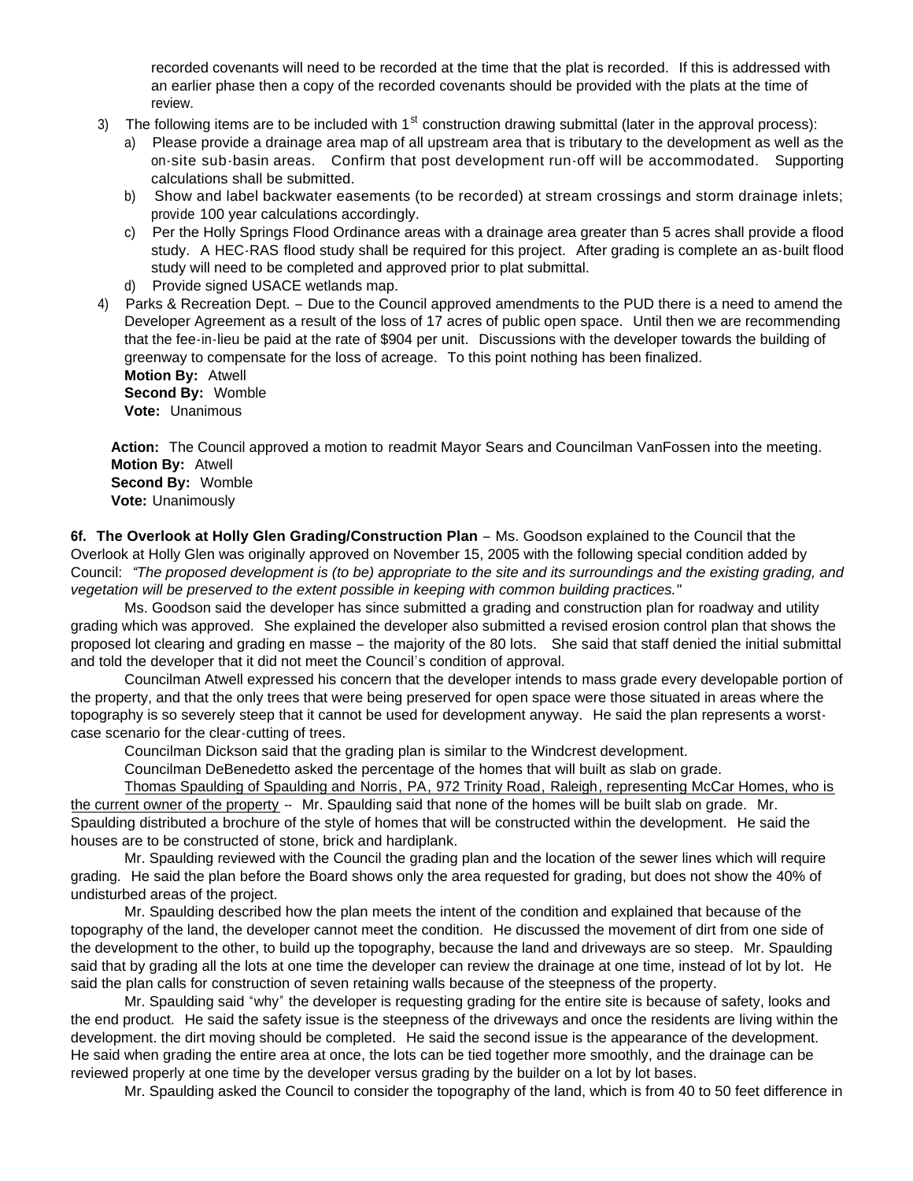recorded covenants will need to be recorded at the time that the plat is recorded. If this is addressed with an earlier phase then a copy of the recorded covenants should be provided with the plats at the time of review.

3) The following items are to be included with 1st construction drawing submittal (later in the approval process):
   a) Please provide a drainage area map of all upstream area that is tributary to the development as well as the on-site sub-basin areas. Confirm that post development run-off will be accommodated. Supporting calculations shall be submitted.
   b) Show and label backwater easements (to be recorded) at stream crossings and storm drainage inlets; provide 100 year calculations accordingly.
   c) Per the Holly Springs Flood Ordinance areas with a drainage area greater than 5 acres shall provide a flood study. A HEC-RAS flood study shall be required for this project. After grading is complete an as-built flood study will need to be completed and approved prior to plat submittal.
   d) Provide signed USACE wetlands map.
4) Parks & Recreation Dept. – Due to the Council approved amendments to the PUD there is a need to amend the Developer Agreement as a result of the loss of 17 acres of public open space. Until then we are recommending that the fee-in-lieu be paid at the rate of $904 per unit. Discussions with the developer towards the building of greenway to compensate for the loss of acreage. To this point nothing has been finalized.

   **Motion By:** Atwell
   **Second By:** Womble
   **Vote:** Unanimous

**Action:** The Council approved a motion to readmit Mayor Sears and Councilman VanFossen into the meeting.
**Motion By:** Atwell
**Second By:** Womble
**Vote:** Unanimously

**6f. The Overlook at Holly Glen Grading/Construction Plan** – Ms. Goodson explained to the Council that the Overlook at Holly Glen was originally approved on November 15, 2005 with the following special condition added by Council: *"The proposed development is (to be) appropriate to the site and its surroundings and the existing grading, and vegetation will be preserved to the extent possible in keeping with common building practices."*

Ms. Goodson said the developer has since submitted a grading and construction plan for roadway and utility grading which was approved. She explained the developer also submitted a revised erosion control plan that shows the proposed lot clearing and grading en masse – the majority of the 80 lots. She said that staff denied the initial submittal and told the developer that it did not meet the Council's condition of approval.

Councilman Atwell expressed his concern that the developer intends to mass grade every developable portion of the property, and that the only trees that were being preserved for open space were those situated in areas where the topography is so severely steep that it cannot be used for development anyway. He said the plan represents a worst-case scenario for the clear-cutting of trees.

Councilman Dickson said that the grading plan is similar to the Windcrest development.

Councilman DeBenedetto asked the percentage of the homes that will built as slab on grade.

Thomas Spaulding of Spaulding and Norris, PA, 972 Trinity Road, Raleigh, representing McCar Homes, who is the current owner of the property -- Mr. Spaulding said that none of the homes will be built slab on grade. Mr. Spaulding distributed a brochure of the style of homes that will be constructed within the development. He said the houses are to be constructed of stone, brick and hardiplank.

Mr. Spaulding reviewed with the Council the grading plan and the location of the sewer lines which will require grading. He said the plan before the Board shows only the area requested for grading, but does not show the 40% of undisturbed areas of the project.

Mr. Spaulding described how the plan meets the intent of the condition and explained that because of the topography of the land, the developer cannot meet the condition. He discussed the movement of dirt from one side of the development to the other, to build up the topography, because the land and driveways are so steep. Mr. Spaulding said that by grading all the lots at one time the developer can review the drainage at one time, instead of lot by lot. He said the plan calls for construction of seven retaining walls because of the steepness of the property.

Mr. Spaulding said "why" the developer is requesting grading for the entire site is because of safety, looks and the end product. He said the safety issue is the steepness of the driveways and once the residents are living within the development. the dirt moving should be completed. He said the second issue is the appearance of the development. He said when grading the entire area at once, the lots can be tied together more smoothly, and the drainage can be reviewed properly at one time by the developer versus grading by the builder on a lot by lot bases.

Mr. Spaulding asked the Council to consider the topography of the land, which is from 40 to 50 feet difference in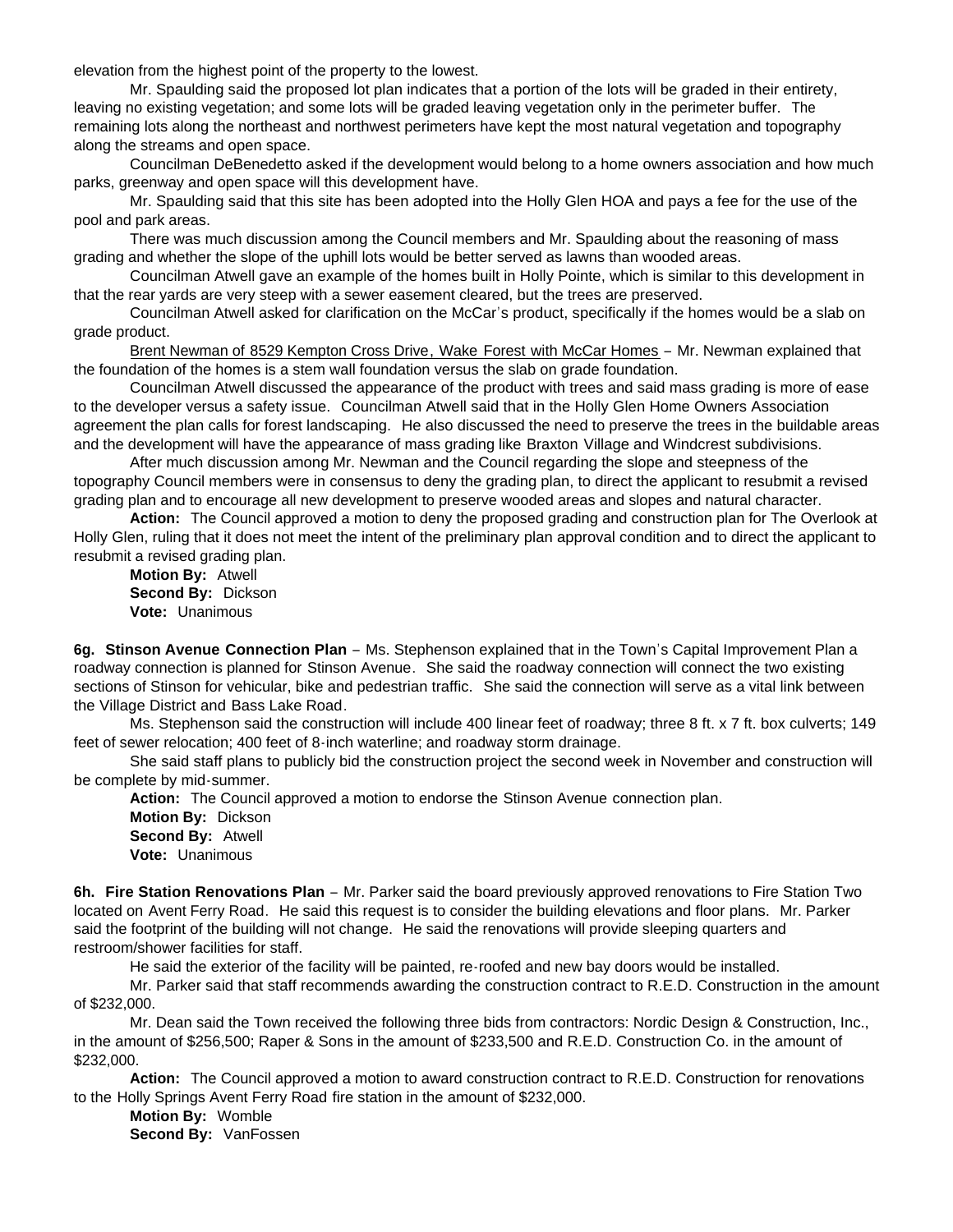elevation from the highest point of the property to the lowest.

Mr. Spaulding said the proposed lot plan indicates that a portion of the lots will be graded in their entirety, leaving no existing vegetation; and some lots will be graded leaving vegetation only in the perimeter buffer. The remaining lots along the northeast and northwest perimeters have kept the most natural vegetation and topography along the streams and open space.

Councilman DeBenedetto asked if the development would belong to a home owners association and how much parks, greenway and open space will this development have.

Mr. Spaulding said that this site has been adopted into the Holly Glen HOA and pays a fee for the use of the pool and park areas.

There was much discussion among the Council members and Mr. Spaulding about the reasoning of mass grading and whether the slope of the uphill lots would be better served as lawns than wooded areas.

Councilman Atwell gave an example of the homes built in Holly Pointe, which is similar to this development in that the rear yards are very steep with a sewer easement cleared, but the trees are preserved.

Councilman Atwell asked for clarification on the McCar's product, specifically if the homes would be a slab on grade product.

Brent Newman of 8529 Kempton Cross Drive, Wake Forest with McCar Homes – Mr. Newman explained that the foundation of the homes is a stem wall foundation versus the slab on grade foundation.

Councilman Atwell discussed the appearance of the product with trees and said mass grading is more of ease to the developer versus a safety issue. Councilman Atwell said that in the Holly Glen Home Owners Association agreement the plan calls for forest landscaping. He also discussed the need to preserve the trees in the buildable areas and the development will have the appearance of mass grading like Braxton Village and Windcrest subdivisions.

After much discussion among Mr. Newman and the Council regarding the slope and steepness of the topography Council members were in consensus to deny the grading plan, to direct the applicant to resubmit a revised grading plan and to encourage all new development to preserve wooded areas and slopes and natural character.

**Action:** The Council approved a motion to deny the proposed grading and construction plan for The Overlook at Holly Glen, ruling that it does not meet the intent of the preliminary plan approval condition and to direct the applicant to resubmit a revised grading plan.

**Motion By:** Atwell
**Second By:** Dickson
**Vote:** Unanimous

**6g. Stinson Avenue Connection Plan** – Ms. Stephenson explained that in the Town's Capital Improvement Plan a roadway connection is planned for Stinson Avenue. She said the roadway connection will connect the two existing sections of Stinson for vehicular, bike and pedestrian traffic. She said the connection will serve as a vital link between the Village District and Bass Lake Road.

Ms. Stephenson said the construction will include 400 linear feet of roadway; three 8 ft. x 7 ft. box culverts; 149 feet of sewer relocation; 400 feet of 8-inch waterline; and roadway storm drainage.

She said staff plans to publicly bid the construction project the second week in November and construction will be complete by mid-summer.

**Action:** The Council approved a motion to endorse the Stinson Avenue connection plan.

**Motion By:** Dickson
**Second By:** Atwell
**Vote:** Unanimous

**6h. Fire Station Renovations Plan** – Mr. Parker said the board previously approved renovations to Fire Station Two located on Avent Ferry Road. He said this request is to consider the building elevations and floor plans. Mr. Parker said the footprint of the building will not change. He said the renovations will provide sleeping quarters and restroom/shower facilities for staff.

He said the exterior of the facility will be painted, re-roofed and new bay doors would be installed.

Mr. Parker said that staff recommends awarding the construction contract to R.E.D. Construction in the amount of $232,000.

Mr. Dean said the Town received the following three bids from contractors: Nordic Design & Construction, Inc., in the amount of $256,500; Raper & Sons in the amount of $233,500 and R.E.D. Construction Co. in the amount of $232,000.

**Action:** The Council approved a motion to award construction contract to R.E.D. Construction for renovations to the Holly Springs Avent Ferry Road fire station in the amount of $232,000.

**Motion By:** Womble
**Second By:** VanFossen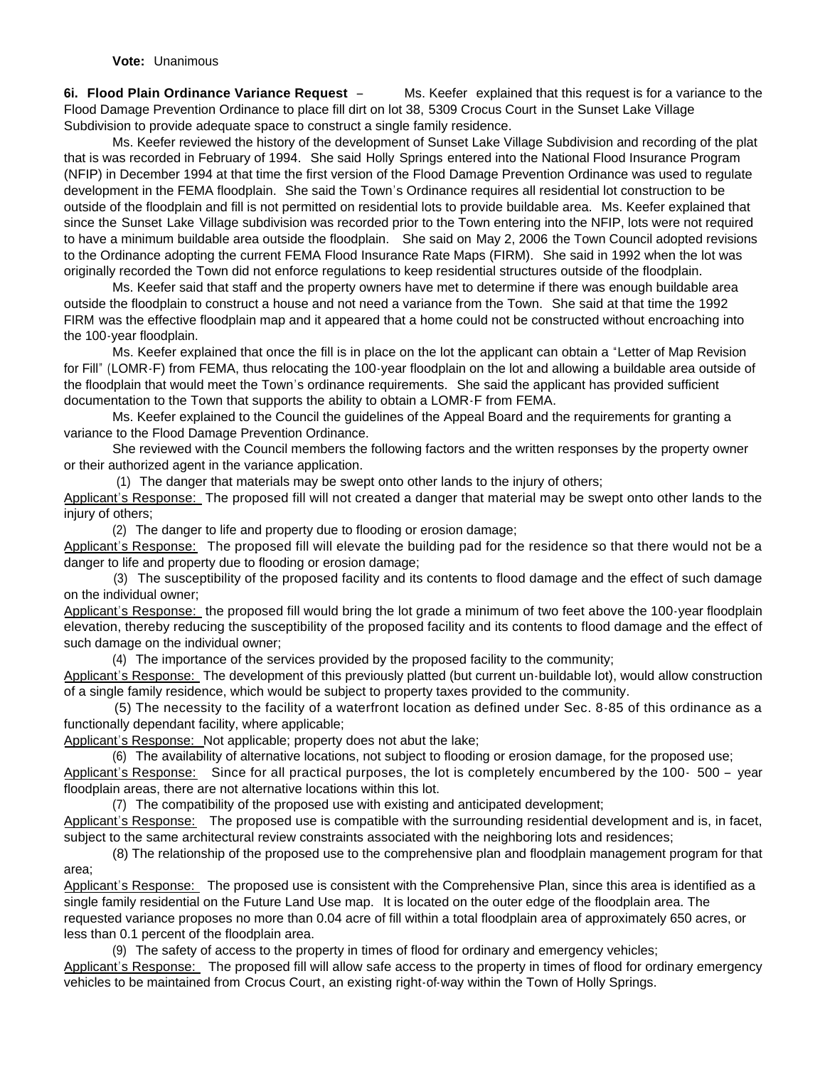**Vote:** Unanimous

**6i. Flood Plain Ordinance Variance Request** – Ms. Keefer explained that this request is for a variance to the Flood Damage Prevention Ordinance to place fill dirt on lot 38, 5309 Crocus Court in the Sunset Lake Village Subdivision to provide adequate space to construct a single family residence.

Ms. Keefer reviewed the history of the development of Sunset Lake Village Subdivision and recording of the plat that is was recorded in February of 1994. She said Holly Springs entered into the National Flood Insurance Program (NFIP) in December 1994 at that time the first version of the Flood Damage Prevention Ordinance was used to regulate development in the FEMA floodplain. She said the Town's Ordinance requires all residential lot construction to be outside of the floodplain and fill is not permitted on residential lots to provide buildable area. Ms. Keefer explained that since the Sunset Lake Village subdivision was recorded prior to the Town entering into the NFIP, lots were not required to have a minimum buildable area outside the floodplain. She said on May 2, 2006 the Town Council adopted revisions to the Ordinance adopting the current FEMA Flood Insurance Rate Maps (FIRM). She said in 1992 when the lot was originally recorded the Town did not enforce regulations to keep residential structures outside of the floodplain.

Ms. Keefer said that staff and the property owners have met to determine if there was enough buildable area outside the floodplain to construct a house and not need a variance from the Town. She said at that time the 1992 FIRM was the effective floodplain map and it appeared that a home could not be constructed without encroaching into the 100-year floodplain.

Ms. Keefer explained that once the fill is in place on the lot the applicant can obtain a "Letter of Map Revision for Fill" (LOMR-F) from FEMA, thus relocating the 100-year floodplain on the lot and allowing a buildable area outside of the floodplain that would meet the Town's ordinance requirements. She said the applicant has provided sufficient documentation to the Town that supports the ability to obtain a LOMR-F from FEMA.

Ms. Keefer explained to the Council the guidelines of the Appeal Board and the requirements for granting a variance to the Flood Damage Prevention Ordinance.

She reviewed with the Council members the following factors and the written responses by the property owner or their authorized agent in the variance application.

(1) The danger that materials may be swept onto other lands to the injury of others;

Applicant's Response: The proposed fill will not created a danger that material may be swept onto other lands to the injury of others;

(2) The danger to life and property due to flooding or erosion damage;

Applicant's Response: The proposed fill will elevate the building pad for the residence so that there would not be a danger to life and property due to flooding or erosion damage;

(3) The susceptibility of the proposed facility and its contents to flood damage and the effect of such damage on the individual owner;

Applicant's Response: the proposed fill would bring the lot grade a minimum of two feet above the 100-year floodplain elevation, thereby reducing the susceptibility of the proposed facility and its contents to flood damage and the effect of such damage on the individual owner;

(4) The importance of the services provided by the proposed facility to the community;

Applicant's Response: The development of this previously platted (but current un-buildable lot), would allow construction of a single family residence, which would be subject to property taxes provided to the community.

(5) The necessity to the facility of a waterfront location as defined under Sec. 8-85 of this ordinance as a functionally dependant facility, where applicable;

Applicant's Response: Not applicable; property does not abut the lake;

(6) The availability of alternative locations, not subject to flooding or erosion damage, for the proposed use;

Applicant's Response: Since for all practical purposes, the lot is completely encumbered by the 100- 500 – year floodplain areas, there are not alternative locations within this lot.

(7) The compatibility of the proposed use with existing and anticipated development;

Applicant's Response: The proposed use is compatible with the surrounding residential development and is, in facet, subject to the same architectural review constraints associated with the neighboring lots and residences;

(8) The relationship of the proposed use to the comprehensive plan and floodplain management program for that area;

Applicant's Response: The proposed use is consistent with the Comprehensive Plan, since this area is identified as a single family residential on the Future Land Use map. It is located on the outer edge of the floodplain area. The requested variance proposes no more than 0.04 acre of fill within a total floodplain area of approximately 650 acres, or less than 0.1 percent of the floodplain area.

(9) The safety of access to the property in times of flood for ordinary and emergency vehicles;

Applicant's Response: The proposed fill will allow safe access to the property in times of flood for ordinary emergency vehicles to be maintained from Crocus Court, an existing right-of-way within the Town of Holly Springs.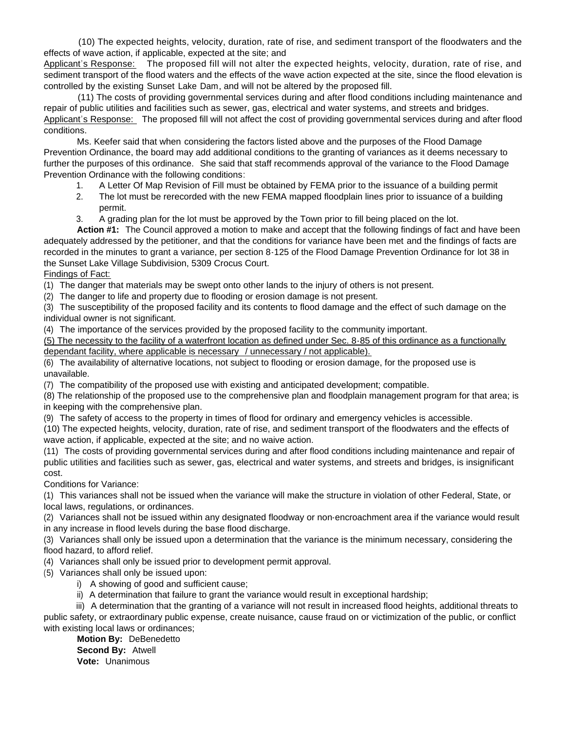(10) The expected heights, velocity, duration, rate of rise, and sediment transport of the floodwaters and the effects of wave action, if applicable, expected at the site; and

Applicant's Response: The proposed fill will not alter the expected heights, velocity, duration, rate of rise, and sediment transport of the flood waters and the effects of the wave action expected at the site, since the flood elevation is controlled by the existing Sunset Lake Dam, and will not be altered by the proposed fill.

(11) The costs of providing governmental services during and after flood conditions including maintenance and repair of public utilities and facilities such as sewer, gas, electrical and water systems, and streets and bridges.

Applicant's Response: The proposed fill will not affect the cost of providing governmental services during and after flood conditions.

Ms. Keefer said that when considering the factors listed above and the purposes of the Flood Damage Prevention Ordinance, the board may add additional conditions to the granting of variances as it deems necessary to further the purposes of this ordinance. She said that staff recommends approval of the variance to the Flood Damage Prevention Ordinance with the following conditions:

1. A Letter Of Map Revision of Fill must be obtained by FEMA prior to the issuance of a building permit
2. The lot must be rerecorded with the new FEMA mapped floodplain lines prior to issuance of a building permit.
3. A grading plan for the lot must be approved by the Town prior to fill being placed on the lot.

**Action #1:** The Council approved a motion to make and accept that the following findings of fact and have been adequately addressed by the petitioner, and that the conditions for variance have been met and the findings of facts are recorded in the minutes to grant a variance, per section 8-125 of the Flood Damage Prevention Ordinance for lot 38 in the Sunset Lake Village Subdivision, 5309 Crocus Court.

Findings of Fact:

(1) The danger that materials may be swept onto other lands to the injury of others is not present.

(2) The danger to life and property due to flooding or erosion damage is not present.

(3) The susceptibility of the proposed facility and its contents to flood damage and the effect of such damage on the individual owner is not significant.

(4) The importance of the services provided by the proposed facility to the community important.

(5) The necessity to the facility of a waterfront location as defined under Sec. 8-85 of this ordinance as a functionally dependant facility, where applicable is necessary / unnecessary / not applicable).

(6) The availability of alternative locations, not subject to flooding or erosion damage, for the proposed use is unavailable.

(7) The compatibility of the proposed use with existing and anticipated development; compatible.

(8) The relationship of the proposed use to the comprehensive plan and floodplain management program for that area; is in keeping with the comprehensive plan.

(9) The safety of access to the property in times of flood for ordinary and emergency vehicles is accessible.

(10) The expected heights, velocity, duration, rate of rise, and sediment transport of the floodwaters and the effects of wave action, if applicable, expected at the site; and no waive action.

(11) The costs of providing governmental services during and after flood conditions including maintenance and repair of public utilities and facilities such as sewer, gas, electrical and water systems, and streets and bridges, is insignificant cost.

Conditions for Variance:

(1) This variances shall not be issued when the variance will make the structure in violation of other Federal, State, or local laws, regulations, or ordinances.

(2) Variances shall not be issued within any designated floodway or non-encroachment area if the variance would result in any increase in flood levels during the base flood discharge.

(3) Variances shall only be issued upon a determination that the variance is the minimum necessary, considering the flood hazard, to afford relief.

(4) Variances shall only be issued prior to development permit approval.

(5) Variances shall only be issued upon:

i) A showing of good and sufficient cause;

ii) A determination that failure to grant the variance would result in exceptional hardship;

iii) A determination that the granting of a variance will not result in increased flood heights, additional threats to public safety, or extraordinary public expense, create nuisance, cause fraud on or victimization of the public, or conflict with existing local laws or ordinances;

**Motion By:** DeBenedetto
**Second By:** Atwell
**Vote:** Unanimous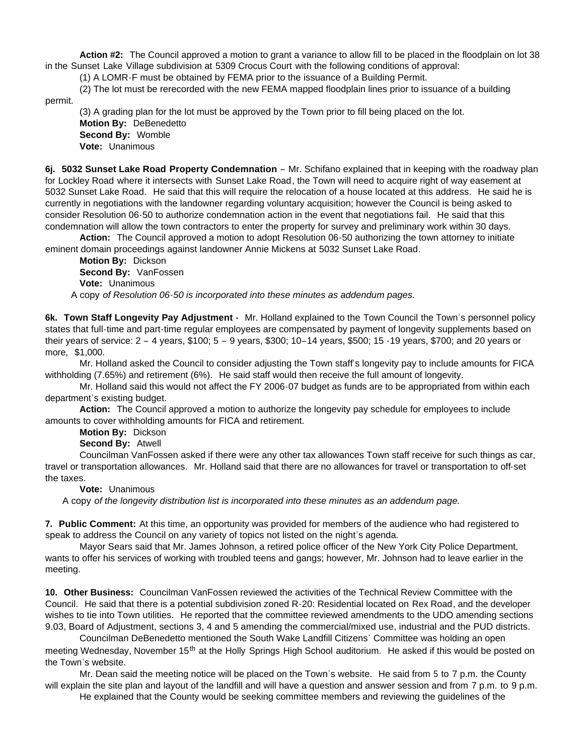**Action #2:** The Council approved a motion to grant a variance to allow fill to be placed in the floodplain on lot 38 in the Sunset Lake Village subdivision at 5309 Crocus Court with the following conditions of approval:

(1) A LOMR-F must be obtained by FEMA prior to the issuance of a Building Permit.

(2) The lot must be rerecorded with the new FEMA mapped floodplain lines prior to issuance of a building permit.

(3) A grading plan for the lot must be approved by the Town prior to fill being placed on the lot.

**Motion By:** DeBenedetto
**Second By:** Womble
**Vote:** Unanimous

**6j. 5032 Sunset Lake Road Property Condemnation** – Mr. Schifano explained that in keeping with the roadway plan for Lockley Road where it intersects with Sunset Lake Road, the Town will need to acquire right of way easement at 5032 Sunset Lake Road. He said that this will require the relocation of a house located at this address. He said he is currently in negotiations with the landowner regarding voluntary acquisition; however the Council is being asked to consider Resolution 06-50 to authorize condemnation action in the event that negotiations fail. He said that this condemnation will allow the town contractors to enter the property for survey and preliminary work within 30 days.

**Action:** The Council approved a motion to adopt Resolution 06-50 authorizing the town attorney to initiate eminent domain proceedings against landowner Annie Mickens at 5032 Sunset Lake Road.

**Motion By:** Dickson
**Second By:** VanFossen
**Vote:** Unanimous

A copy *of Resolution 06-50 is incorporated into these minutes as addendum pages.*

**6k. Town Staff Longevity Pay Adjustment** - Mr. Holland explained to the Town Council the Town's personnel policy states that full-time and part-time regular employees are compensated by payment of longevity supplements based on their years of service: 2 – 4 years, $100; 5 – 9 years, $300; 10–14 years, $500; 15 -19 years, $700; and 20 years or more, $1,000.

Mr. Holland asked the Council to consider adjusting the Town staff's longevity pay to include amounts for FICA withholding (7.65%) and retirement (6%). He said staff would then receive the full amount of longevity.

Mr. Holland said this would not affect the FY 2006-07 budget as funds are to be appropriated from within each department's existing budget.

**Action:** The Council approved a motion to authorize the longevity pay schedule for employees to include amounts to cover withholding amounts for FICA and retirement.

**Motion By:** Dickson
**Second By:** Atwell

Councilman VanFossen asked if there were any other tax allowances Town staff receive for such things as car, travel or transportation allowances. Mr. Holland said that there are no allowances for travel or transportation to off-set the taxes.

**Vote:** Unanimous

A copy *of the longevity distribution list is incorporated into these minutes as an addendum page.*

**7. Public Comment:** At this time, an opportunity was provided for members of the audience who had registered to speak to address the Council on any variety of topics not listed on the night's agenda.

Mayor Sears said that Mr. James Johnson, a retired police officer of the New York City Police Department, wants to offer his services of working with troubled teens and gangs; however, Mr. Johnson had to leave earlier in the meeting.

**10. Other Business:** Councilman VanFossen reviewed the activities of the Technical Review Committee with the Council. He said that there is a potential subdivision zoned R-20: Residential located on Rex Road, and the developer wishes to tie into Town utilities. He reported that the committee reviewed amendments to the UDO amending sections 9.03, Board of Adjustment, sections 3, 4 and 5 amending the commercial/mixed use, industrial and the PUD districts.

Councilman DeBenedetto mentioned the South Wake Landfill Citizens' Committee was holding an open meeting Wednesday, November 15th at the Holly Springs High School auditorium. He asked if this would be posted on the Town's website.

Mr. Dean said the meeting notice will be placed on the Town's website. He said from 5 to 7 p.m. the County will explain the site plan and layout of the landfill and will have a question and answer session and from 7 p.m. to 9 p.m.

He explained that the County would be seeking committee members and reviewing the guidelines of the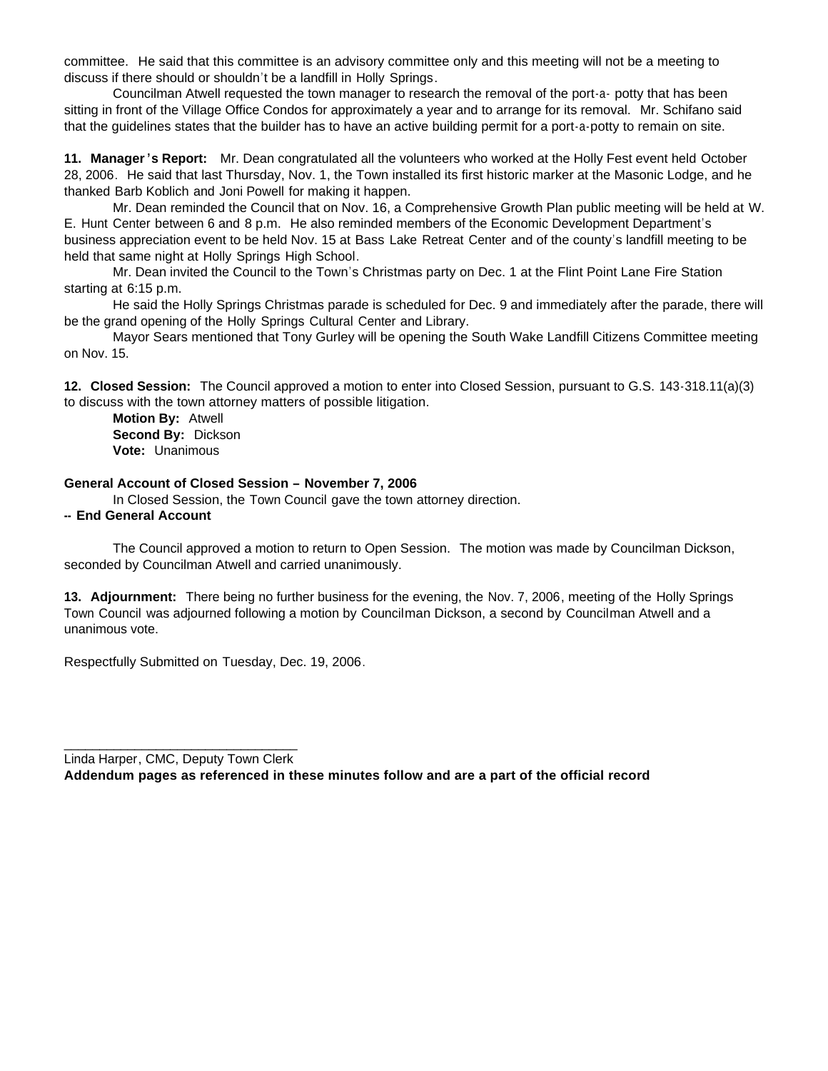committee. He said that this committee is an advisory committee only and this meeting will not be a meeting to discuss if there should or shouldn't be a landfill in Holly Springs.

Councilman Atwell requested the town manager to research the removal of the port-a- potty that has been sitting in front of the Village Office Condos for approximately a year and to arrange for its removal. Mr. Schifano said that the guidelines states that the builder has to have an active building permit for a port-a-potty to remain on site.

**11. Manager's Report:** Mr. Dean congratulated all the volunteers who worked at the Holly Fest event held October 28, 2006. He said that last Thursday, Nov. 1, the Town installed its first historic marker at the Masonic Lodge, and he thanked Barb Koblich and Joni Powell for making it happen.

Mr. Dean reminded the Council that on Nov. 16, a Comprehensive Growth Plan public meeting will be held at W. E. Hunt Center between 6 and 8 p.m. He also reminded members of the Economic Development Department's business appreciation event to be held Nov. 15 at Bass Lake Retreat Center and of the county's landfill meeting to be held that same night at Holly Springs High School.

Mr. Dean invited the Council to the Town's Christmas party on Dec. 1 at the Flint Point Lane Fire Station starting at 6:15 p.m.

He said the Holly Springs Christmas parade is scheduled for Dec. 9 and immediately after the parade, there will be the grand opening of the Holly Springs Cultural Center and Library.

Mayor Sears mentioned that Tony Gurley will be opening the South Wake Landfill Citizens Committee meeting on Nov. 15.

**12. Closed Session:** The Council approved a motion to enter into Closed Session, pursuant to G.S. 143-318.11(a)(3) to discuss with the town attorney matters of possible litigation.

**Motion By:** Atwell
**Second By:** Dickson
**Vote:** Unanimous

**General Account of Closed Session – November 7, 2006**

In Closed Session, the Town Council gave the town attorney direction.

**-- End General Account**

The Council approved a motion to return to Open Session. The motion was made by Councilman Dickson, seconded by Councilman Atwell and carried unanimously.

**13. Adjournment:** There being no further business for the evening, the Nov. 7, 2006, meeting of the Holly Springs Town Council was adjourned following a motion by Councilman Dickson, a second by Councilman Atwell and a unanimous vote.

Respectfully Submitted on Tuesday, Dec. 19, 2006.

\_\_\_\_\_\_\_\_\_\_\_\_\_\_\_\_\_\_\_\_\_\_\_\_\_\_\_\_\_\_\_\_

Linda Harper, CMC, Deputy Town Clerk

**Addendum pages as referenced in these minutes follow and are a part of the official record**